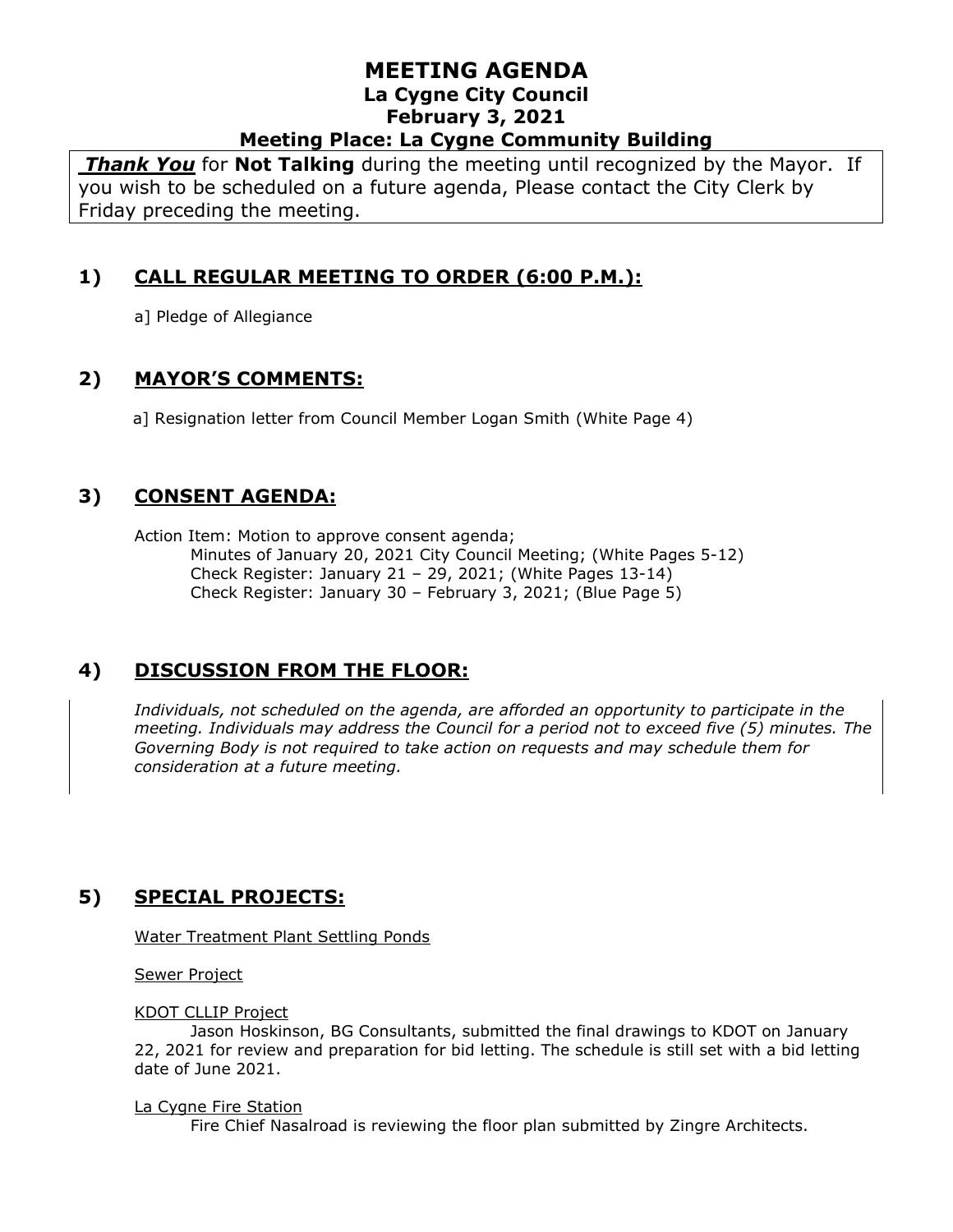# MEETING AGENDA

## La Cygne City Council

## February 3, 2021

## Meeting Place: La Cygne Community Building

***Thank You*** for **Not Talking** during the meeting until recognized by the Mayor. If you wish to be scheduled on a future agenda, Please contact the City Clerk by Friday preceding the meeting.

## 1) CALL REGULAR MEETING TO ORDER (6:00 P.M.):

a] Pledge of Allegiance

## 2) MAYOR'S COMMENTS:

a] Resignation letter from Council Member Logan Smith (White Page 4)

## 3) CONSENT AGENDA:

Action Item: Motion to approve consent agenda;

Minutes of January 20, 2021 City Council Meeting; (White Pages 5-12)
Check Register: January 21 – 29, 2021; (White Pages 13-14)
Check Register: January 30 – February 3, 2021; (Blue Page 5)

## 4) DISCUSSION FROM THE FLOOR:

*Individuals, not scheduled on the agenda, are afforded an opportunity to participate in the meeting. Individuals may address the Council for a period not to exceed five (5) minutes. The Governing Body is not required to take action on requests and may schedule them for consideration at a future meeting.*

## 5) SPECIAL PROJECTS:

Water Treatment Plant Settling Ponds

Sewer Project

KDOT CLLIP Project

Jason Hoskinson, BG Consultants, submitted the final drawings to KDOT on January 22, 2021 for review and preparation for bid letting. The schedule is still set with a bid letting date of June 2021.

La Cygne Fire Station

Fire Chief Nasalroad is reviewing the floor plan submitted by Zingre Architects.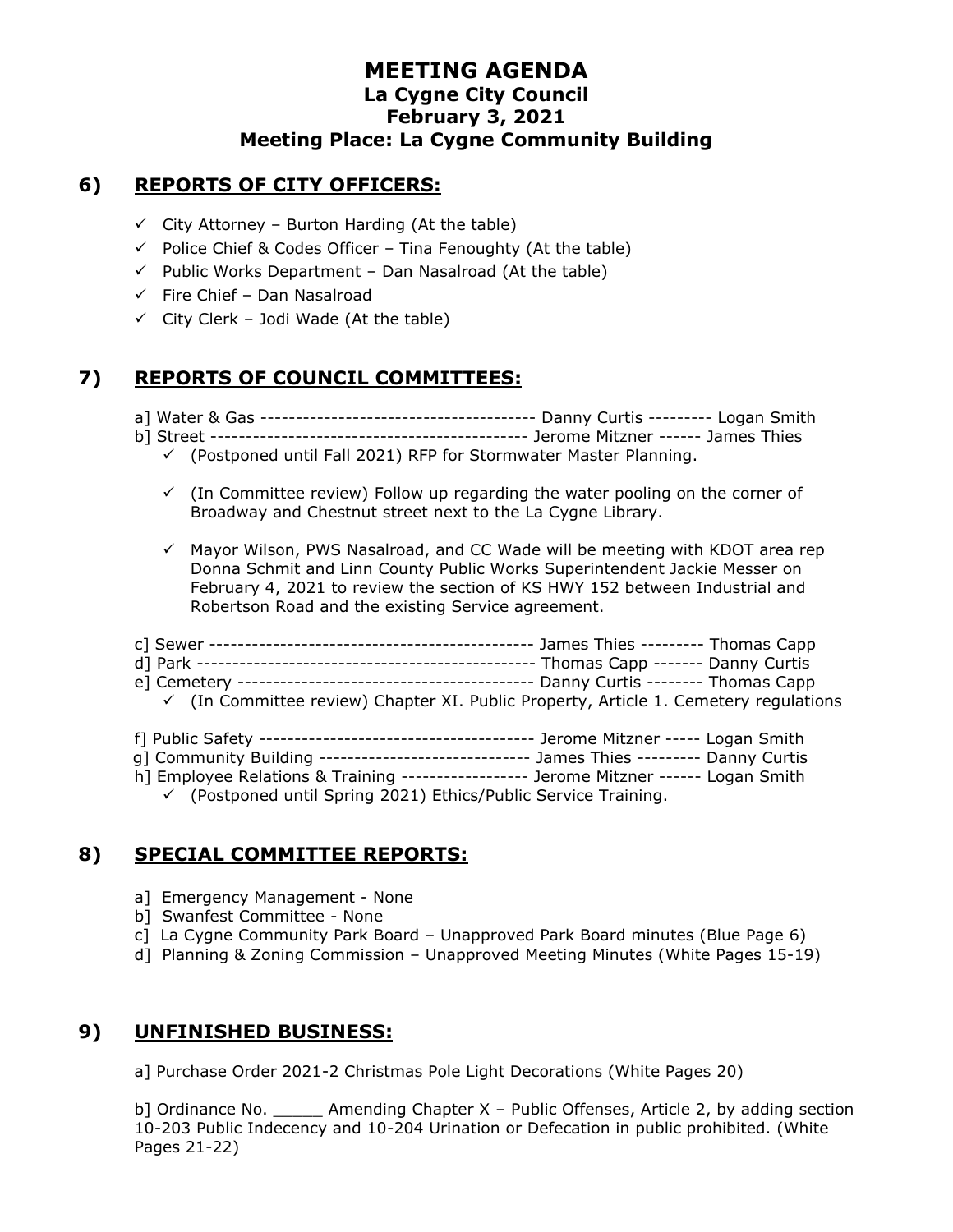# MEETING AGENDA
## La Cygne City Council
## February 3, 2021
## Meeting Place: La Cygne Community Building

## 6) REPORTS OF CITY OFFICERS:

- ✓ City Attorney – Burton Harding (At the table)
- ✓ Police Chief & Codes Officer – Tina Fenoughty (At the table)
- ✓ Public Works Department – Dan Nasalroad (At the table)
- ✓ Fire Chief – Dan Nasalroad
- ✓ City Clerk – Jodi Wade (At the table)

## 7) REPORTS OF COUNCIL COMMITTEES:

a] Water & Gas --------------------------------------- Danny Curtis --------- Logan Smith
b] Street -------------------------------------------- Jerome Mitzner ------ James Thies

- ✓ (Postponed until Fall 2021) RFP for Stormwater Master Planning.
- ✓ (In Committee review) Follow up regarding the water pooling on the corner of Broadway and Chestnut street next to the La Cygne Library.
- ✓ Mayor Wilson, PWS Nasalroad, and CC Wade will be meeting with KDOT area rep Donna Schmit and Linn County Public Works Superintendent Jackie Messer on February 4, 2021 to review the section of KS HWY 152 between Industrial and Robertson Road and the existing Service agreement.

c] Sewer --------------------------------------------- James Thies --------- Thomas Capp
d] Park ---------------------------------------------- Thomas Capp ------- Danny Curtis
e] Cemetery ------------------------------------------ Danny Curtis -------- Thomas Capp

- ✓ (In Committee review) Chapter XI. Public Property, Article 1. Cemetery regulations

f] Public Safety --------------------------------------- Jerome Mitzner ----- Logan Smith
g] Community Building ------------------------------ James Thies --------- Danny Curtis
h] Employee Relations & Training ------------------ Jerome Mitzner ------ Logan Smith

- ✓ (Postponed until Spring 2021) Ethics/Public Service Training.

## 8) SPECIAL COMMITTEE REPORTS:

a] Emergency Management - None
b] Swanfest Committee - None
c] La Cygne Community Park Board – Unapproved Park Board minutes (Blue Page 6)
d] Planning & Zoning Commission – Unapproved Meeting Minutes (White Pages 15-19)

## 9) UNFINISHED BUSINESS:

a] Purchase Order 2021-2 Christmas Pole Light Decorations (White Pages 20)

b] Ordinance No. _____ Amending Chapter X – Public Offenses, Article 2, by adding section 10-203 Public Indecency and 10-204 Urination or Defecation in public prohibited. (White Pages 21-22)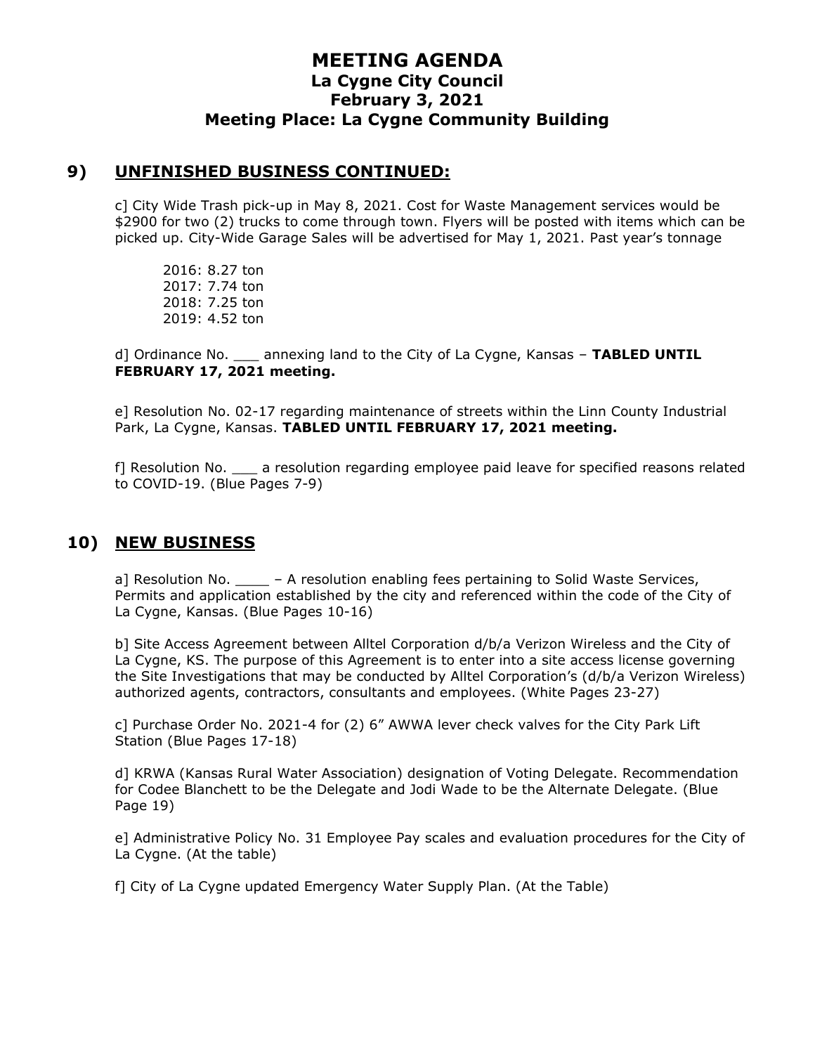# MEETING AGENDA
## La Cygne City Council
## February 3, 2021
## Meeting Place: La Cygne Community Building

## 9) UNFINISHED BUSINESS CONTINUED:

c] City Wide Trash pick-up in May 8, 2021. Cost for Waste Management services would be $2900 for two (2) trucks to come through town. Flyers will be posted with items which can be picked up. City-Wide Garage Sales will be advertised for May 1, 2021. Past year's tonnage

2016: 8.27 ton
2017: 7.74 ton
2018: 7.25 ton
2019: 4.52 ton

d] Ordinance No. ___ annexing land to the City of La Cygne, Kansas – **TABLED UNTIL FEBRUARY 17, 2021 meeting.**

e] Resolution No. 02-17 regarding maintenance of streets within the Linn County Industrial Park, La Cygne, Kansas. **TABLED UNTIL FEBRUARY 17, 2021 meeting.**

f] Resolution No. ___ a resolution regarding employee paid leave for specified reasons related to COVID-19. (Blue Pages 7-9)

## 10) NEW BUSINESS

a] Resolution No. ____ – A resolution enabling fees pertaining to Solid Waste Services, Permits and application established by the city and referenced within the code of the City of La Cygne, Kansas. (Blue Pages 10-16)

b] Site Access Agreement between Alltel Corporation d/b/a Verizon Wireless and the City of La Cygne, KS. The purpose of this Agreement is to enter into a site access license governing the Site Investigations that may be conducted by Alltel Corporation's (d/b/a Verizon Wireless) authorized agents, contractors, consultants and employees. (White Pages 23-27)

c] Purchase Order No. 2021-4 for (2) 6" AWWA lever check valves for the City Park Lift Station (Blue Pages 17-18)

d] KRWA (Kansas Rural Water Association) designation of Voting Delegate. Recommendation for Codee Blanchett to be the Delegate and Jodi Wade to be the Alternate Delegate. (Blue Page 19)

e] Administrative Policy No. 31 Employee Pay scales and evaluation procedures for the City of La Cygne. (At the table)

f] City of La Cygne updated Emergency Water Supply Plan. (At the Table)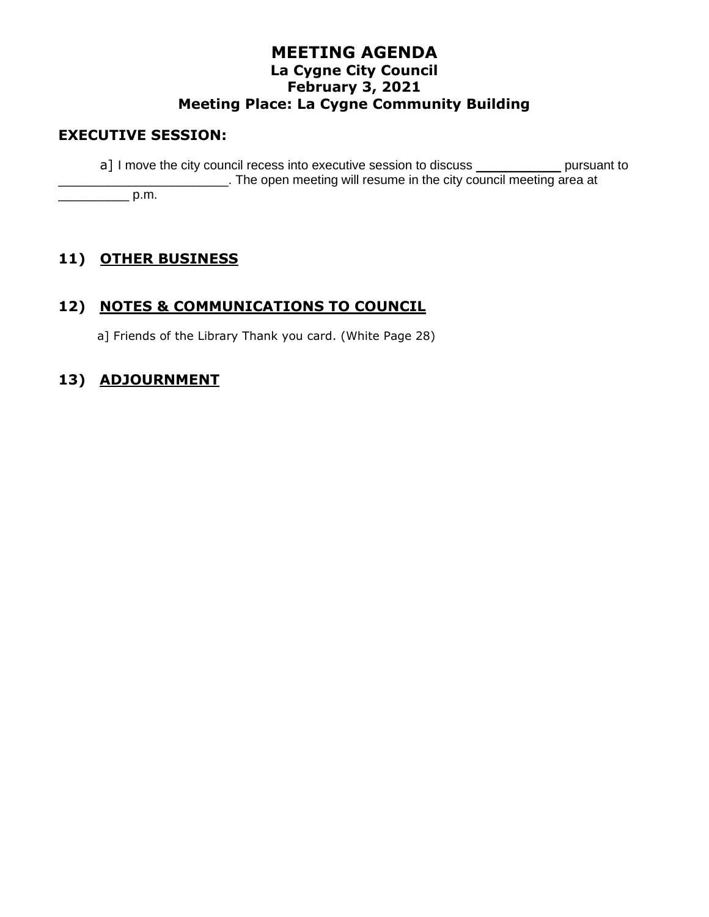# MEETING AGENDA
## La Cygne City Council
## February 3, 2021
## Meeting Place: La Cygne Community Building

### EXECUTIVE SESSION:

a] I move the city council recess into executive session to discuss __________ pursuant to ______________________. The open meeting will resume in the city council meeting area at _________ p.m.

### 11) OTHER BUSINESS

### 12) NOTES & COMMUNICATIONS TO COUNCIL

a] Friends of the Library Thank you card. (White Page 28)

### 13) ADJOURNMENT